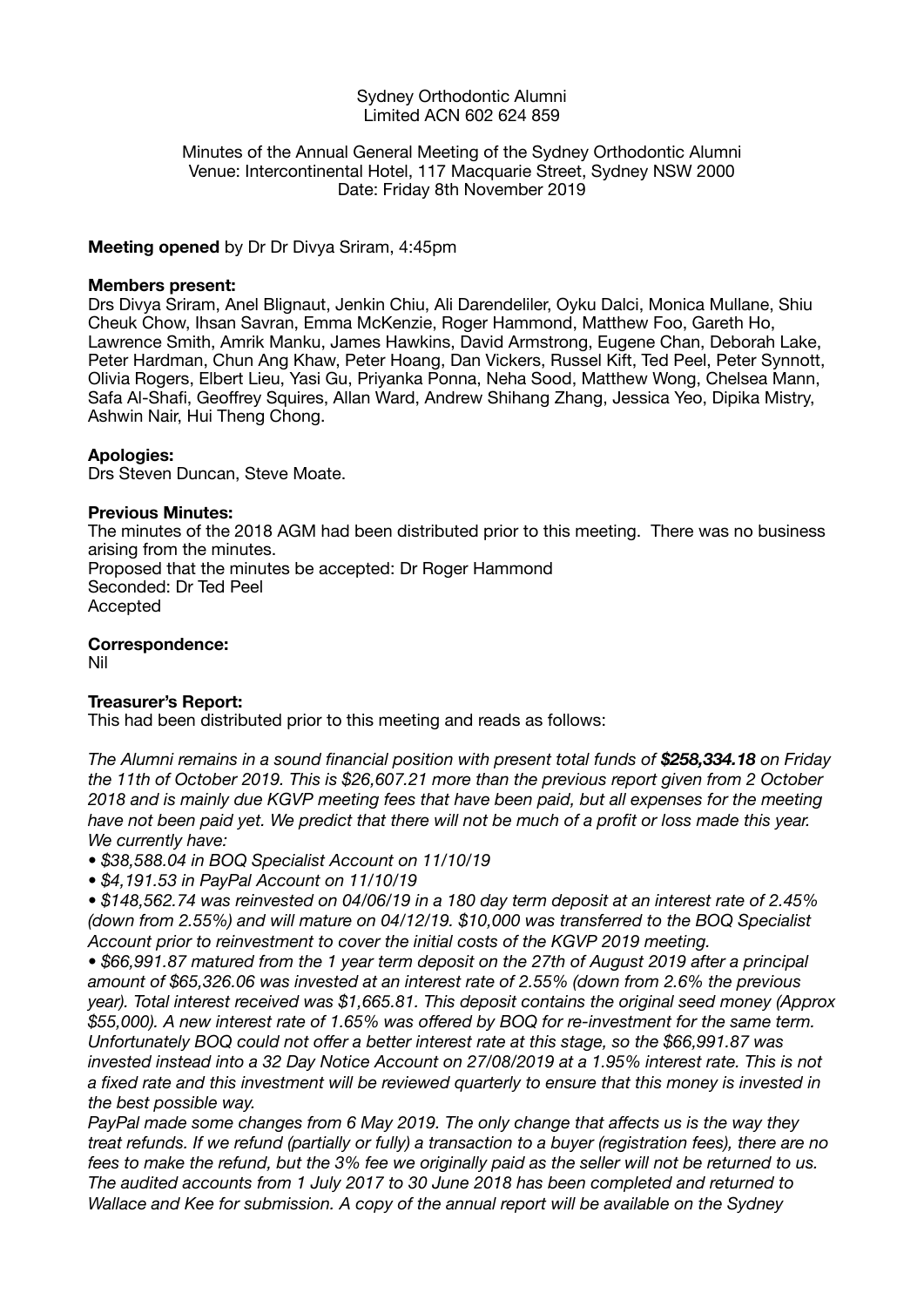Sydney Orthodontic Alumni
Limited ACN 602 624 859

Minutes of the Annual General Meeting of the Sydney Orthodontic Alumni
Venue: Intercontinental Hotel, 117 Macquarie Street, Sydney NSW 2000
Date: Friday 8th November 2019

**Meeting opened** by Dr Dr Divya Sriram, 4:45pm

**Members present:**
Drs Divya Sriram, Anel Blignaut, Jenkin Chiu, Ali Darendeliler, Oyku Dalci, Monica Mullane, Shiu Cheuk Chow, Ihsan Savran, Emma McKenzie, Roger Hammond, Matthew Foo, Gareth Ho, Lawrence Smith, Amrik Manku, James Hawkins, David Armstrong, Eugene Chan, Deborah Lake, Peter Hardman, Chun Ang Khaw, Peter Hoang, Dan Vickers, Russel Kift, Ted Peel, Peter Synnott, Olivia Rogers, Elbert Lieu, Yasi Gu, Priyanka Ponna, Neha Sood, Matthew Wong, Chelsea Mann, Safa Al-Shafi, Geoffrey Squires, Allan Ward, Andrew Shihang Zhang, Jessica Yeo, Dipika Mistry, Ashwin Nair, Hui Theng Chong.

**Apologies:**
Drs Steven Duncan, Steve Moate.

**Previous Minutes:**
The minutes of the 2018 AGM had been distributed prior to this meeting. There was no business arising from the minutes.
Proposed that the minutes be accepted: Dr Roger Hammond
Seconded: Dr Ted Peel
Accepted

**Correspondence:**
Nil

**Treasurer's Report:**
This had been distributed prior to this meeting and reads as follows:

*The Alumni remains in a sound financial position with present total funds of **$258,334.18** on Friday the 11th of October 2019. This is $26,607.21 more than the previous report given from 2 October 2018 and is mainly due KGVP meeting fees that have been paid, but all expenses for the meeting have not been paid yet. We predict that there will not be much of a profit or loss made this year. We currently have:*

- *$38,588.04 in BOQ Specialist Account on 11/10/19*
- *$4,191.53 in PayPal Account on 11/10/19*
- *$148,562.74 was reinvested on 04/06/19 in a 180 day term deposit at an interest rate of 2.45% (down from 2.55%) and will mature on 04/12/19. $10,000 was transferred to the BOQ Specialist Account prior to reinvestment to cover the initial costs of the KGVP 2019 meeting.*
- *$66,991.87 matured from the 1 year term deposit on the 27th of August 2019 after a principal amount of $65,326.06 was invested at an interest rate of 2.55% (down from 2.6% the previous year). Total interest received was $1,665.81. This deposit contains the original seed money (Approx $55,000). A new interest rate of 1.65% was offered by BOQ for re-investment for the same term. Unfortunately BOQ could not offer a better interest rate at this stage, so the $66,991.87 was invested instead into a 32 Day Notice Account on 27/08/2019 at a 1.95% interest rate. This is not a fixed rate and this investment will be reviewed quarterly to ensure that this money is invested in the best possible way.*

*PayPal made some changes from 6 May 2019. The only change that affects us is the way they treat refunds. If we refund (partially or fully) a transaction to a buyer (registration fees), there are no fees to make the refund, but the 3% fee we originally paid as the seller will not be returned to us. The audited accounts from 1 July 2017 to 30 June 2018 has been completed and returned to Wallace and Kee for submission. A copy of the annual report will be available on the Sydney*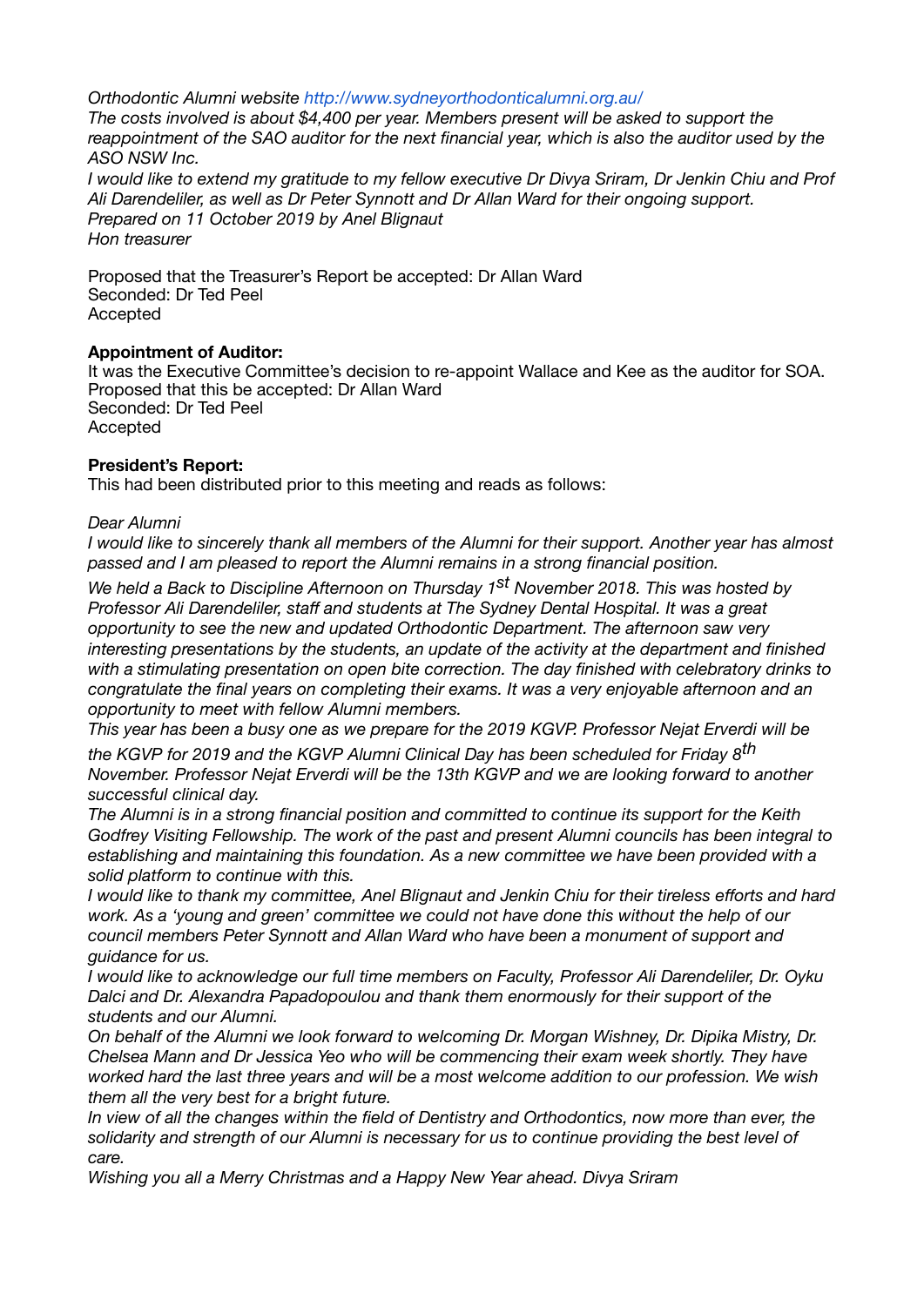*Orthodontic Alumni website http://www.sydneyorthodonticalumni.org.au/*
*The costs involved is about $4,400 per year. Members present will be asked to support the reappointment of the SAO auditor for the next financial year, which is also the auditor used by the ASO NSW Inc.*
*I would like to extend my gratitude to my fellow executive Dr Divya Sriram, Dr Jenkin Chiu and Prof Ali Darendeliler, as well as Dr Peter Synnott and Dr Allan Ward for their ongoing support.*
*Prepared on 11 October 2019 by Anel Blignaut*
*Hon treasurer*

Proposed that the Treasurer's Report be accepted: Dr Allan Ward
Seconded: Dr Ted Peel
Accepted

**Appointment of Auditor:**
It was the Executive Committee's decision to re-appoint Wallace and Kee as the auditor for SOA.
Proposed that this be accepted: Dr Allan Ward
Seconded: Dr Ted Peel
Accepted

**President's Report:**
This had been distributed prior to this meeting and reads as follows:

*Dear Alumni*
*I would like to sincerely thank all members of the Alumni for their support. Another year has almost passed and I am pleased to report the Alumni remains in a strong financial position.*
*We held a Back to Discipline Afternoon on Thursday 1st November 2018. This was hosted by Professor Ali Darendeliler, staff and students at The Sydney Dental Hospital. It was a great opportunity to see the new and updated Orthodontic Department. The afternoon saw very interesting presentations by the students, an update of the activity at the department and finished with a stimulating presentation on open bite correction. The day finished with celebratory drinks to congratulate the final years on completing their exams. It was a very enjoyable afternoon and an opportunity to meet with fellow Alumni members.*
*This year has been a busy one as we prepare for the 2019 KGVP. Professor Nejat Erverdi will be the KGVP for 2019 and the KGVP Alumni Clinical Day has been scheduled for Friday 8th November. Professor Nejat Erverdi will be the 13th KGVP and we are looking forward to another successful clinical day.*
*The Alumni is in a strong financial position and committed to continue its support for the Keith Godfrey Visiting Fellowship. The work of the past and present Alumni councils has been integral to establishing and maintaining this foundation. As a new committee we have been provided with a solid platform to continue with this.*
*I would like to thank my committee, Anel Blignaut and Jenkin Chiu for their tireless efforts and hard work. As a 'young and green' committee we could not have done this without the help of our council members Peter Synnott and Allan Ward who have been a monument of support and guidance for us.*
*I would like to acknowledge our full time members on Faculty, Professor Ali Darendeliler, Dr. Oyku Dalci and Dr. Alexandra Papadopoulou and thank them enormously for their support of the students and our Alumni.*
*On behalf of the Alumni we look forward to welcoming Dr. Morgan Wishney, Dr. Dipika Mistry, Dr. Chelsea Mann and Dr Jessica Yeo who will be commencing their exam week shortly. They have worked hard the last three years and will be a most welcome addition to our profession. We wish them all the very best for a bright future.*
*In view of all the changes within the field of Dentistry and Orthodontics, now more than ever, the solidarity and strength of our Alumni is necessary for us to continue providing the best level of care.*
*Wishing you all a Merry Christmas and a Happy New Year ahead. Divya Sriram*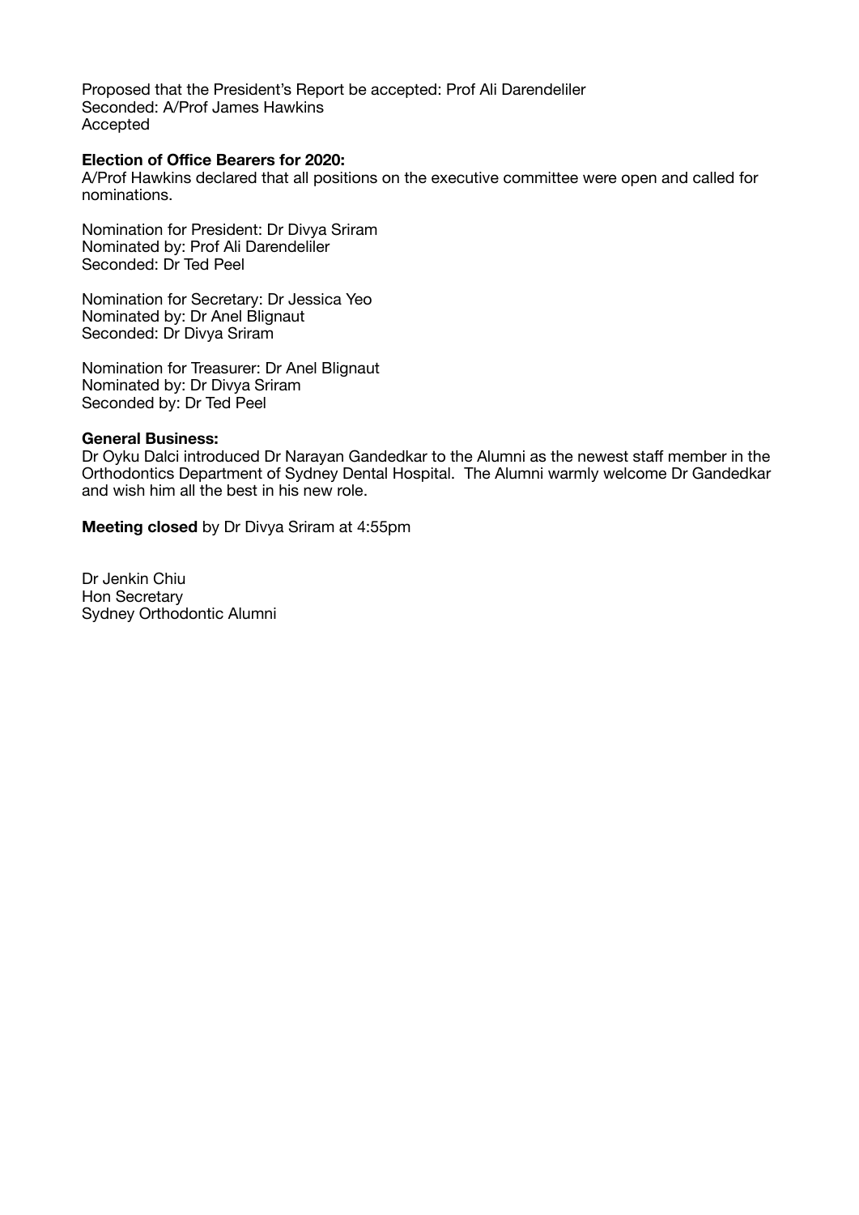Proposed that the President's Report be accepted: Prof Ali Darendeliler
Seconded: A/Prof James Hawkins
Accepted

**Election of Office Bearers for 2020:**
A/Prof Hawkins declared that all positions on the executive committee were open and called for nominations.

Nomination for President: Dr Divya Sriram
Nominated by: Prof Ali Darendeliler
Seconded: Dr Ted Peel

Nomination for Secretary: Dr Jessica Yeo
Nominated by: Dr Anel Blignaut
Seconded: Dr Divya Sriram

Nomination for Treasurer: Dr Anel Blignaut
Nominated by: Dr Divya Sriram
Seconded by: Dr Ted Peel

**General Business:**
Dr Oyku Dalci introduced Dr Narayan Gandedkar to the Alumni as the newest staff member in the Orthodontics Department of Sydney Dental Hospital. The Alumni warmly welcome Dr Gandedkar and wish him all the best in his new role.

**Meeting closed** by Dr Divya Sriram at 4:55pm

Dr Jenkin Chiu
Hon Secretary
Sydney Orthodontic Alumni